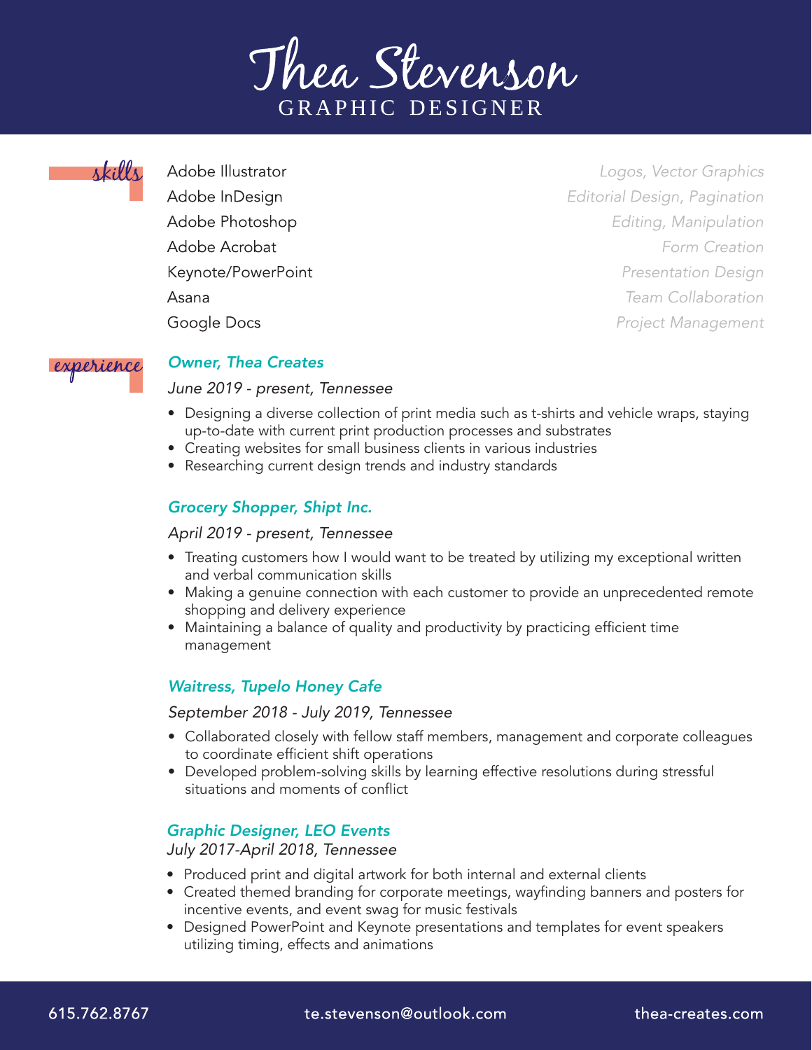# Thea Stevenson

GRAPHIC DESIGNER

## skills

| | |
|---|---|
| Adobe Illustrator | *Logos, Vector Graphics* |
| Adobe InDesign | *Editorial Design, Pagination* |
| Adobe Photoshop | *Editing, Manipulation* |
| Adobe Acrobat | *Form Creation* |
| Keynote/PowerPoint | *Presentation Design* |
| Asana | *Team Collaboration* |
| Google Docs | *Project Management* |

## experience

### *Owner, Thea Creates*

*June 2019 - present, Tennessee*

- Designing a diverse collection of print media such as t-shirts and vehicle wraps, staying up-to-date with current print production processes and substrates
- Creating websites for small business clients in various industries
- Researching current design trends and industry standards

### *Grocery Shopper, Shipt Inc.*

*April 2019 - present, Tennessee*

- Treating customers how I would want to be treated by utilizing my exceptional written and verbal communication skills
- Making a genuine connection with each customer to provide an unprecedented remote shopping and delivery experience
- Maintaining a balance of quality and productivity by practicing efficient time management

### *Waitress, Tupelo Honey Cafe*

*September 2018 - July 2019, Tennessee*

- Collaborated closely with fellow staff members, management and corporate colleagues to coordinate efficient shift operations
- Developed problem-solving skills by learning effective resolutions during stressful situations and moments of conflict

### *Graphic Designer, LEO Events*

*July 2017-April 2018, Tennessee*

- Produced print and digital artwork for both internal and external clients
- Created themed branding for corporate meetings, wayfinding banners and posters for incentive events, and event swag for music festivals
- Designed PowerPoint and Keynote presentations and templates for event speakers utilizing timing, effects and animations

615.762.8767 | te.stevenson@outlook.com | thea-creates.com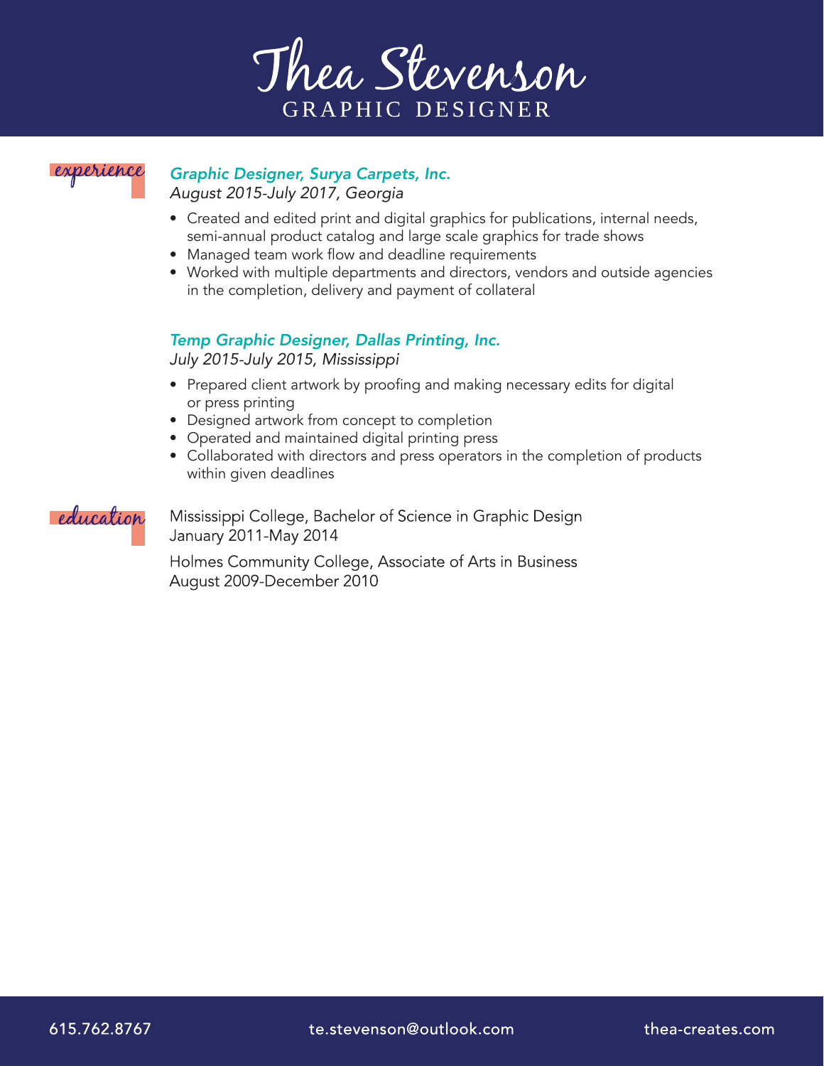# Thea Stevenson

GRAPHIC DESIGNER

## experience

### *Graphic Designer, Surya Carpets, Inc.*

*August 2015-July 2017, Georgia*

- Created and edited print and digital graphics for publications, internal needs, semi-annual product catalog and large scale graphics for trade shows
- Managed team work flow and deadline requirements
- Worked with multiple departments and directors, vendors and outside agencies in the completion, delivery and payment of collateral

### *Temp Graphic Designer, Dallas Printing, Inc.*

*July 2015-July 2015, Mississippi*

- Prepared client artwork by proofing and making necessary edits for digital or press printing
- Designed artwork from concept to completion
- Operated and maintained digital printing press
- Collaborated with directors and press operators in the completion of products within given deadlines

## education

Mississippi College, Bachelor of Science in Graphic Design
January 2011-May 2014

Holmes Community College, Associate of Arts in Business
August 2009-December 2010

615.762.8767 te.stevenson@outlook.com thea-creates.com